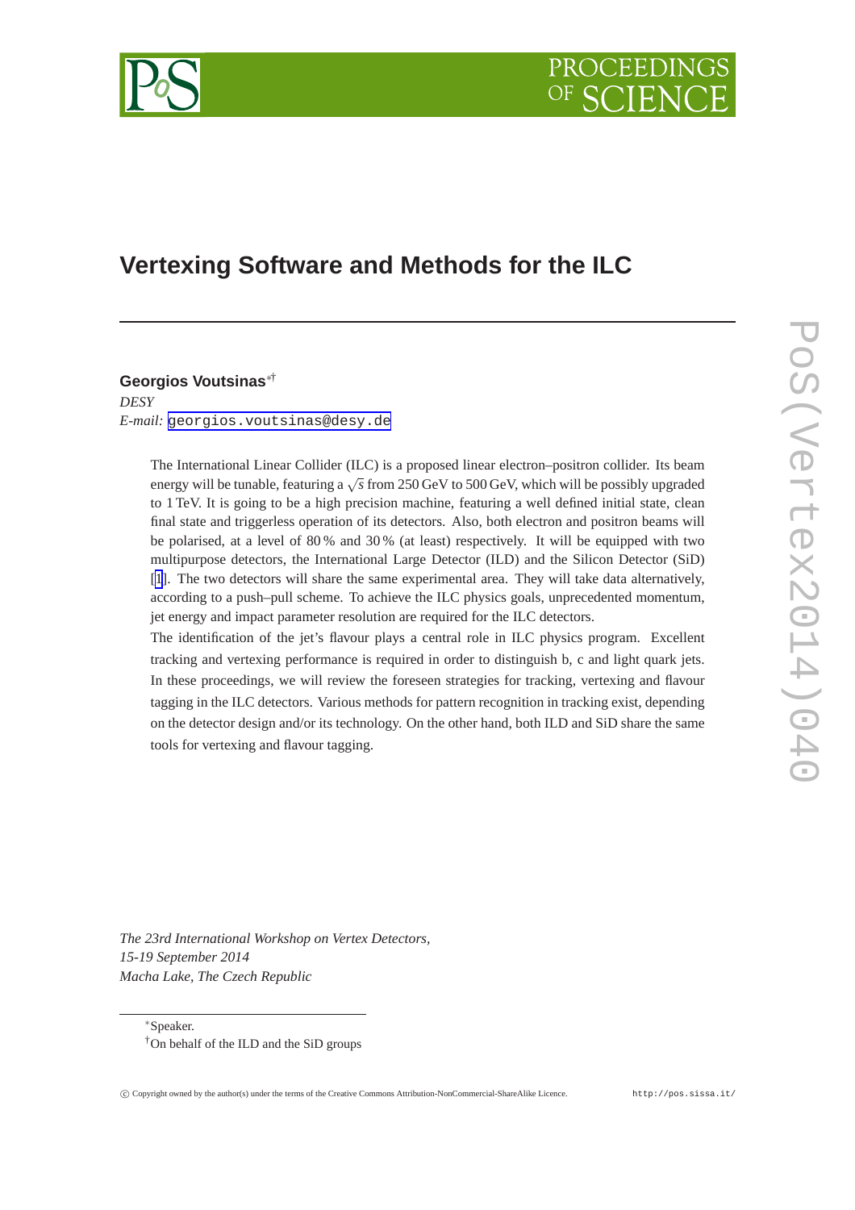# Vertexing Software and Methods for the ILC

**Georgios Voutsinas**[\*†]

*DESY*

*E-mail:* georgios.voutsinas@desy.de

The International Linear Collider (ILC) is a proposed linear electron–positron collider. Its beam energy will be tunable, featuring a $\sqrt{s}$ from 250 GeV to 500 GeV, which will be possibly upgraded to 1 TeV. It is going to be a high precision machine, featuring a well defined initial state, clean final state and triggerless operation of its detectors. Also, both electron and positron beams will be polarised, at a level of 80 % and 30 % (at least) respectively. It will be equipped with two multipurpose detectors, the International Large Detector (ILD) and the Silicon Detector (SiD) [1]. The two detectors will share the same experimental area. They will take data alternatively, according to a push–pull scheme. To achieve the ILC physics goals, unprecedented momentum, jet energy and impact parameter resolution are required for the ILC detectors.

The identification of the jet's flavour plays a central role in ILC physics program. Excellent tracking and vertexing performance is required in order to distinguish b, c and light quark jets. In these proceedings, we will review the foreseen strategies for tracking, vertexing and flavour tagging in the ILC detectors. Various methods for pattern recognition in tracking exist, depending on the detector design and/or its technology. On the other hand, both ILD and SiD share the same tools for vertexing and flavour tagging.

*The 23rd International Workshop on Vertex Detectors,*
*15-19 September 2014*
*Macha Lake, The Czech Republic*

[\*]Speaker.

[†]On behalf of the ILD and the SiD groups

© Copyright owned by the author(s) under the terms of the Creative Commons Attribution-NonCommercial-ShareAlike Licence. http://pos.sissa.it/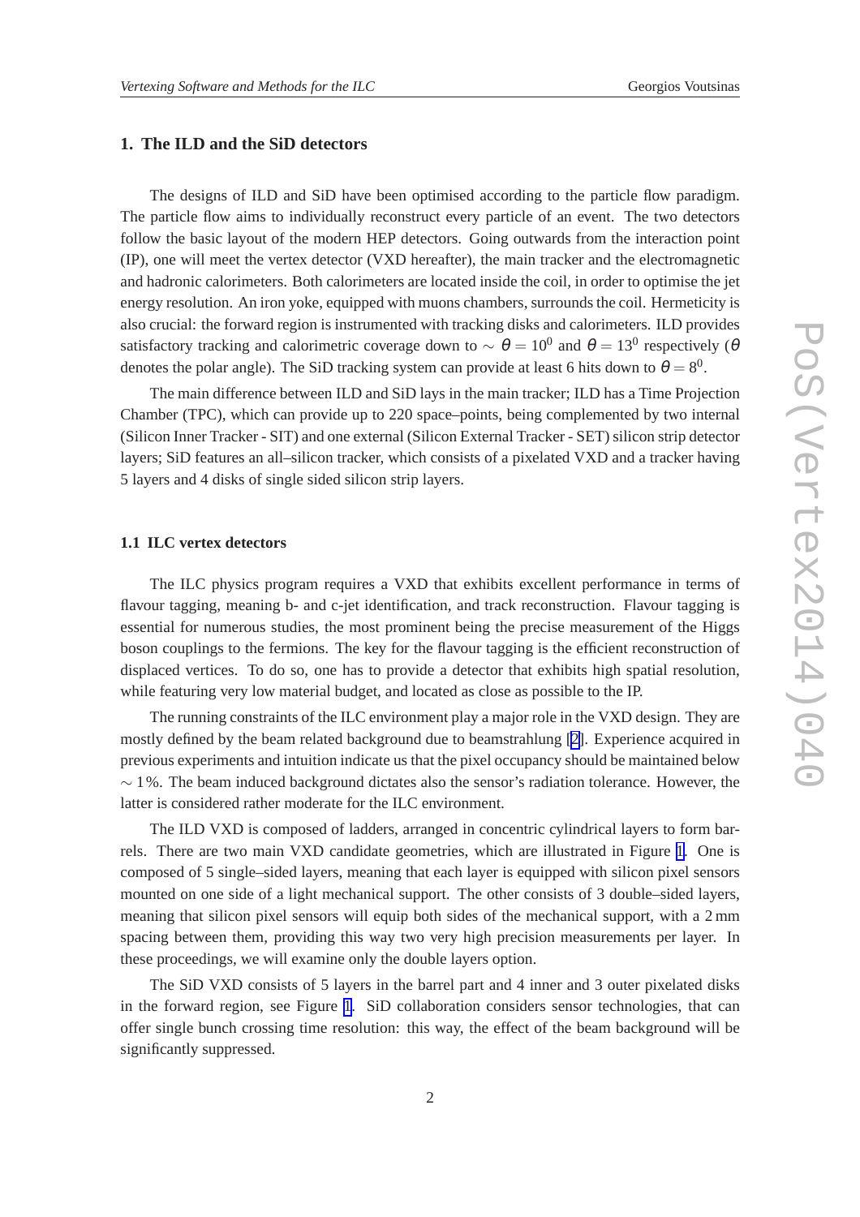## 1. The ILD and the SiD detectors

The designs of ILD and SiD have been optimised according to the particle flow paradigm. The particle flow aims to individually reconstruct every particle of an event. The two detectors follow the basic layout of the modern HEP detectors. Going outwards from the interaction point (IP), one will meet the vertex detector (VXD hereafter), the main tracker and the electromagnetic and hadronic calorimeters. Both calorimeters are located inside the coil, in order to optimise the jet energy resolution. An iron yoke, equipped with muons chambers, surrounds the coil. Hermeticity is also crucial: the forward region is instrumented with tracking disks and calorimeters. ILD provides satisfactory tracking and calorimetric coverage down to $\sim\ \theta = 10^0$ and $\theta = 13^0$ respectively ($\theta$ denotes the polar angle). The SiD tracking system can provide at least 6 hits down to $\theta = 8^0$.

The main difference between ILD and SiD lays in the main tracker; ILD has a Time Projection Chamber (TPC), which can provide up to 220 space–points, being complemented by two internal (Silicon Inner Tracker - SIT) and one external (Silicon External Tracker - SET) silicon strip detector layers; SiD features an all–silicon tracker, which consists of a pixelated VXD and a tracker having 5 layers and 4 disks of single sided silicon strip layers.

### 1.1 ILC vertex detectors

The ILC physics program requires a VXD that exhibits excellent performance in terms of flavour tagging, meaning b- and c-jet identification, and track reconstruction. Flavour tagging is essential for numerous studies, the most prominent being the precise measurement of the Higgs boson couplings to the fermions. The key for the flavour tagging is the efficient reconstruction of displaced vertices. To do so, one has to provide a detector that exhibits high spatial resolution, while featuring very low material budget, and located as close as possible to the IP.

The running constraints of the ILC environment play a major role in the VXD design. They are mostly defined by the beam related background due to beamstrahlung [2]. Experience acquired in previous experiments and intuition indicate us that the pixel occupancy should be maintained below $\sim 1\%$. The beam induced background dictates also the sensor's radiation tolerance. However, the latter is considered rather moderate for the ILC environment.

The ILD VXD is composed of ladders, arranged in concentric cylindrical layers to form barrels. There are two main VXD candidate geometries, which are illustrated in Figure 1. One is composed of 5 single–sided layers, meaning that each layer is equipped with silicon pixel sensors mounted on one side of a light mechanical support. The other consists of 3 double–sided layers, meaning that silicon pixel sensors will equip both sides of the mechanical support, with a 2 mm spacing between them, providing this way two very high precision measurements per layer. In these proceedings, we will examine only the double layers option.

The SiD VXD consists of 5 layers in the barrel part and 4 inner and 3 outer pixelated disks in the forward region, see Figure 1. SiD collaboration considers sensor technologies, that can offer single bunch crossing time resolution: this way, the effect of the beam background will be significantly suppressed.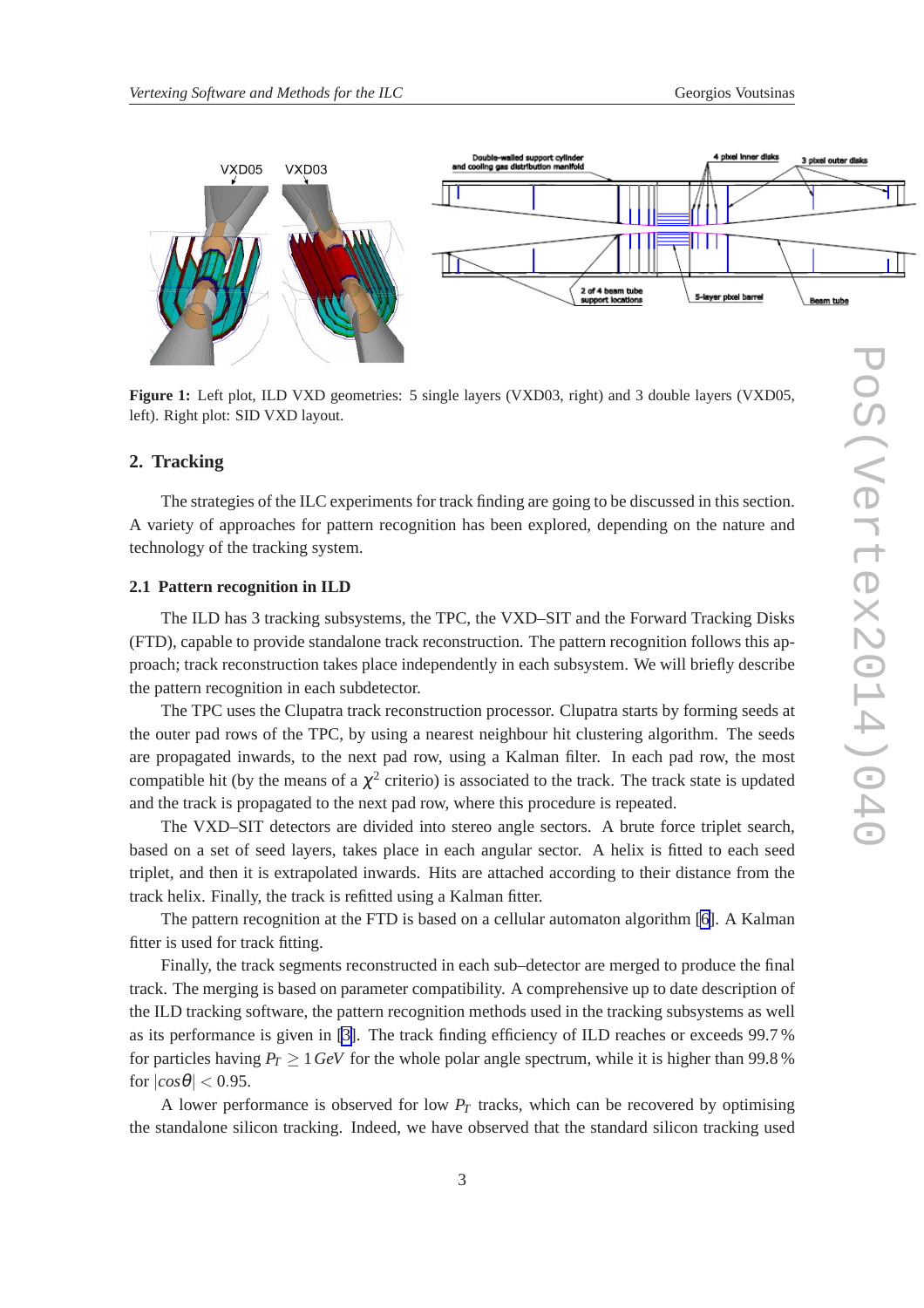Figure 1: Left plot, ILD VXD geometries: 5 single layers (VXD03, right) and 3 double layers (VXD05, left). Right plot: SID VXD layout.

## 2. Tracking

The strategies of the ILC experiments for track finding are going to be discussed in this section. A variety of approaches for pattern recognition has been explored, depending on the nature and technology of the tracking system.

### 2.1 Pattern recognition in ILD

The ILD has 3 tracking subsystems, the TPC, the VXD–SIT and the Forward Tracking Disks (FTD), capable to provide standalone track reconstruction. The pattern recognition follows this approach; track reconstruction takes place independently in each subsystem. We will briefly describe the pattern recognition in each subdetector.

The TPC uses the Clupatra track reconstruction processor. Clupatra starts by forming seeds at the outer pad rows of the TPC, by using a nearest neighbour hit clustering algorithm. The seeds are propagated inwards, to the next pad row, using a Kalman filter. In each pad row, the most compatible hit (by the means of a $\chi^2$ criterio) is associated to the track. The track state is updated and the track is propagated to the next pad row, where this procedure is repeated.

The VXD–SIT detectors are divided into stereo angle sectors. A brute force triplet search, based on a set of seed layers, takes place in each angular sector. A helix is fitted to each seed triplet, and then it is extrapolated inwards. Hits are attached according to their distance from the track helix. Finally, the track is refitted using a Kalman fitter.

The pattern recognition at the FTD is based on a cellular automaton algorithm [6]. A Kalman fitter is used for track fitting.

Finally, the track segments reconstructed in each sub–detector are merged to produce the final track. The merging is based on parameter compatibility. A comprehensive up to date description of the ILD tracking software, the pattern recognition methods used in the tracking subsystems as well as its performance is given in [3]. The track finding efficiency of ILD reaches or exceeds 99.7 % for particles having $P_T \geq 1\,GeV$ for the whole polar angle spectrum, while it is higher than 99.8 % for $|cos\theta| < 0.95$.

A lower performance is observed for low $P_T$ tracks, which can be recovered by optimising the standalone silicon tracking. Indeed, we have observed that the standard silicon tracking used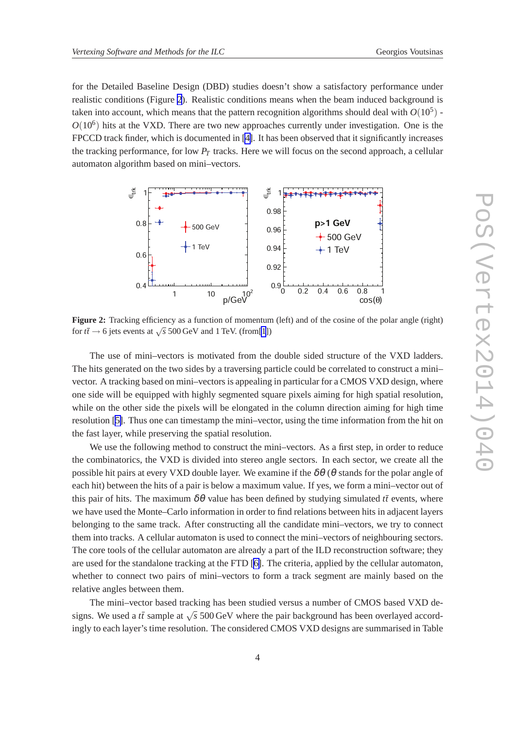for the Detailed Baseline Design (DBD) studies doesn't show a satisfactory performance under realistic conditions (Figure 2). Realistic conditions means when the beam induced background is taken into account, which means that the pattern recognition algorithms should deal with $O(10^5)$ - $O(10^6)$ hits at the VXD. There are two new approaches currently under investigation. One is the FPCCD track finder, which is documented in [4]. It has been observed that it significantly increases the tracking performance, for low $P_T$ tracks. Here we will focus on the second approach, a cellular automaton algorithm based on mini–vectors.

**Figure 2:** Tracking efficiency as a function of momentum (left) and of the cosine of the polar angle (right) for $t\bar{t} \rightarrow 6$ jets events at $\sqrt{s}$ 500 GeV and 1 TeV. (from[1])

The use of mini–vectors is motivated from the double sided structure of the VXD ladders. The hits generated on the two sides by a traversing particle could be correlated to construct a mini–vector. A tracking based on mini–vectors is appealing in particular for a CMOS VXD design, where one side will be equipped with highly segmented square pixels aiming for high spatial resolution, while on the other side the pixels will be elongated in the column direction aiming for high time resolution [5]. Thus one can timestamp the mini–vector, using the time information from the hit on the fast layer, while preserving the spatial resolution.

We use the following method to construct the mini–vectors. As a first step, in order to reduce the combinatorics, the VXD is divided into stereo angle sectors. In each sector, we create all the possible hit pairs at every VXD double layer. We examine if the $\delta\theta$ ($\theta$ stands for the polar angle of each hit) between the hits of a pair is below a maximum value. If yes, we form a mini–vector out of this pair of hits. The maximum $\delta\theta$ value has been defined by studying simulated $t\bar{t}$ events, where we have used the Monte–Carlo information in order to find relations between hits in adjacent layers belonging to the same track. After constructing all the candidate mini–vectors, we try to connect them into tracks. A cellular automaton is used to connect the mini–vectors of neighbouring sectors. The core tools of the cellular automaton are already a part of the ILD reconstruction software; they are used for the standalone tracking at the FTD [6]. The criteria, applied by the cellular automaton, whether to connect two pairs of mini–vectors to form a track segment are mainly based on the relative angles between them.

The mini–vector based tracking has been studied versus a number of CMOS based VXD designs. We used a $t\bar{t}$ sample at $\sqrt{s}$ 500 GeV where the pair background has been overlayed accordingly to each layer's time resolution. The considered CMOS VXD designs are summarised in Table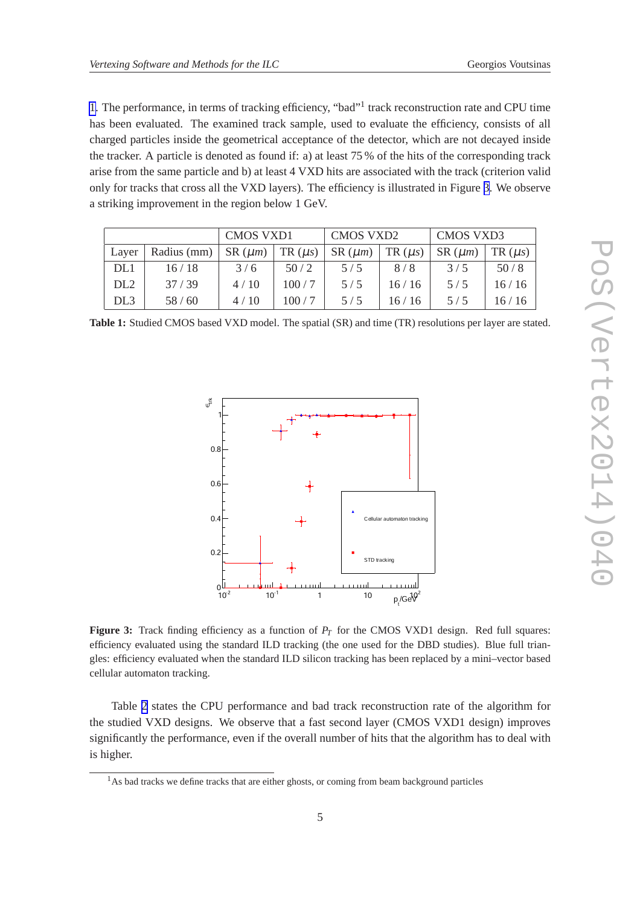[1]. The performance, in terms of tracking efficiency, "bad"[1] track reconstruction rate and CPU time has been evaluated. The examined track sample, used to evaluate the efficiency, consists of all charged particles inside the geometrical acceptance of the detector, which are not decayed inside the tracker. A particle is denoted as found if: a) at least 75 % of the hits of the corresponding track arise from the same particle and b) at least 4 VXD hits are associated with the track (criterion valid only for tracks that cross all the VXD layers). The efficiency is illustrated in Figure 3. We observe a striking improvement in the region below 1 GeV.

| | | CMOS VXD1 | | CMOS VXD2 | | CMOS VXD3 | |
|---|---|---|---|---|---|---|---|
| Layer | Radius (mm) | SR ($\mu m$) | TR ($\mu s$) | SR ($\mu m$) | TR ($\mu s$) | SR ($\mu m$) | TR ($\mu s$) |
| DL1 | 16 / 18 | 3 / 6 | 50 / 2 | 5 / 5 | 8 / 8 | 3 / 5 | 50 / 8 |
| DL2 | 37 / 39 | 4 / 10 | 100 / 7 | 5 / 5 | 16 / 16 | 5 / 5 | 16 / 16 |
| DL3 | 58 / 60 | 4 / 10 | 100 / 7 | 5 / 5 | 16 / 16 | 5 / 5 | 16 / 16 |

**Table 1:** Studied CMOS based VXD model. The spatial (SR) and time (TR) resolutions per layer are stated.

**Figure 3:** Track finding efficiency as a function of $P_T$ for the CMOS VXD1 design. Red full squares: efficiency evaluated using the standard ILD tracking (the one used for the DBD studies). Blue full triangles: efficiency evaluated when the standard ILD silicon tracking has been replaced by a mini–vector based cellular automaton tracking.

Table 2 states the CPU performance and bad track reconstruction rate of the algorithm for the studied VXD designs. We observe that a fast second layer (CMOS VXD1 design) improves significantly the performance, even if the overall number of hits that the algorithm has to deal with is higher.

[1] As bad tracks we define tracks that are either ghosts, or coming from beam background particles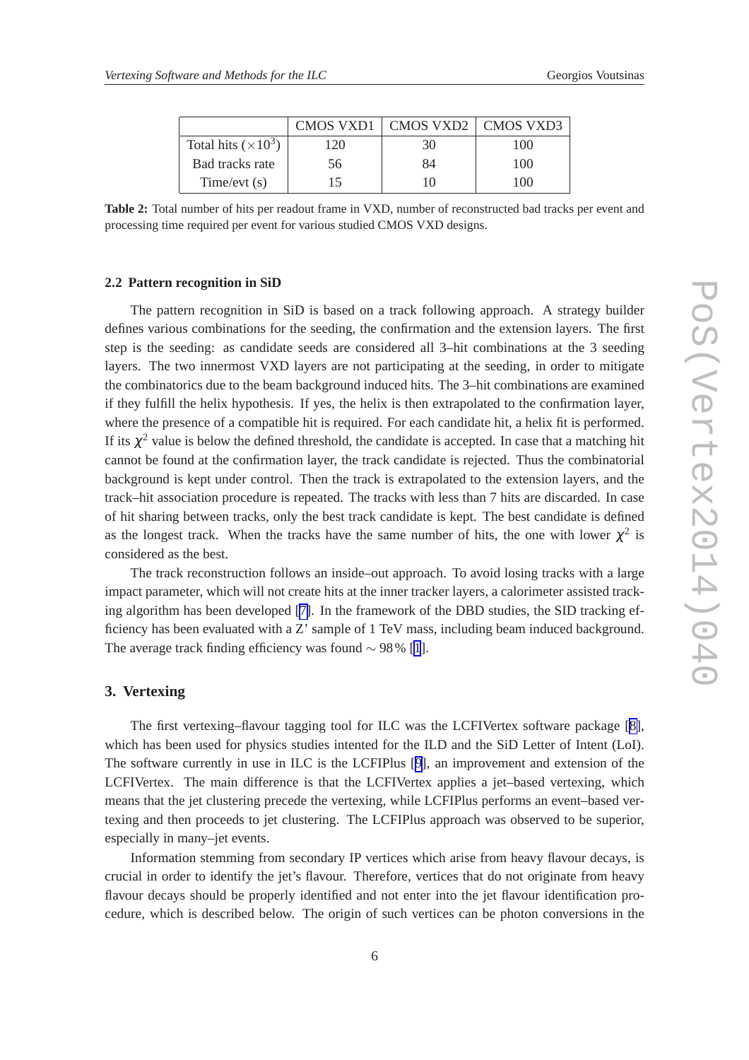|  | CMOS VXD1 | CMOS VXD2 | CMOS VXD3 |
|---|---|---|---|
| Total hits ($\times 10^3$) | 120 | 30 | 100 |
| Bad tracks rate | 56 | 84 | 100 |
| Time/evt (s) | 15 | 10 | 100 |

**Table 2:** Total number of hits per readout frame in VXD, number of reconstructed bad tracks per event and processing time required per event for various studied CMOS VXD designs.

### 2.2 Pattern recognition in SiD

The pattern recognition in SiD is based on a track following approach. A strategy builder defines various combinations for the seeding, the confirmation and the extension layers. The first step is the seeding: as candidate seeds are considered all 3–hit combinations at the 3 seeding layers. The two innermost VXD layers are not participating at the seeding, in order to mitigate the combinatorics due to the beam background induced hits. The 3–hit combinations are examined if they fulfill the helix hypothesis. If yes, the helix is then extrapolated to the confirmation layer, where the presence of a compatible hit is required. For each candidate hit, a helix fit is performed. If its $\chi^2$ value is below the defined threshold, the candidate is accepted. In case that a matching hit cannot be found at the confirmation layer, the track candidate is rejected. Thus the combinatorial background is kept under control. Then the track is extrapolated to the extension layers, and the track–hit association procedure is repeated. The tracks with less than 7 hits are discarded. In case of hit sharing between tracks, only the best track candidate is kept. The best candidate is defined as the longest track. When the tracks have the same number of hits, the one with lower $\chi^2$ is considered as the best.

The track reconstruction follows an inside–out approach. To avoid losing tracks with a large impact parameter, which will not create hits at the inner tracker layers, a calorimeter assisted tracking algorithm has been developed [7]. In the framework of the DBD studies, the SID tracking efficiency has been evaluated with a Z' sample of 1 TeV mass, including beam induced background. The average track finding efficiency was found $\sim 98\,\%$ [1].

## 3. Vertexing

The first vertexing–flavour tagging tool for ILC was the LCFIVertex software package [8], which has been used for physics studies intented for the ILD and the SiD Letter of Intent (LoI). The software currently in use in ILC is the LCFIPlus [9], an improvement and extension of the LCFIVertex. The main difference is that the LCFIVertex applies a jet–based vertexing, which means that the jet clustering precede the vertexing, while LCFIPlus performs an event–based vertexing and then proceeds to jet clustering. The LCFIPlus approach was observed to be superior, especially in many–jet events.

Information stemming from secondary IP vertices which arise from heavy flavour decays, is crucial in order to identify the jet's flavour. Therefore, vertices that do not originate from heavy flavour decays should be properly identified and not enter into the jet flavour identification procedure, which is described below. The origin of such vertices can be photon conversions in the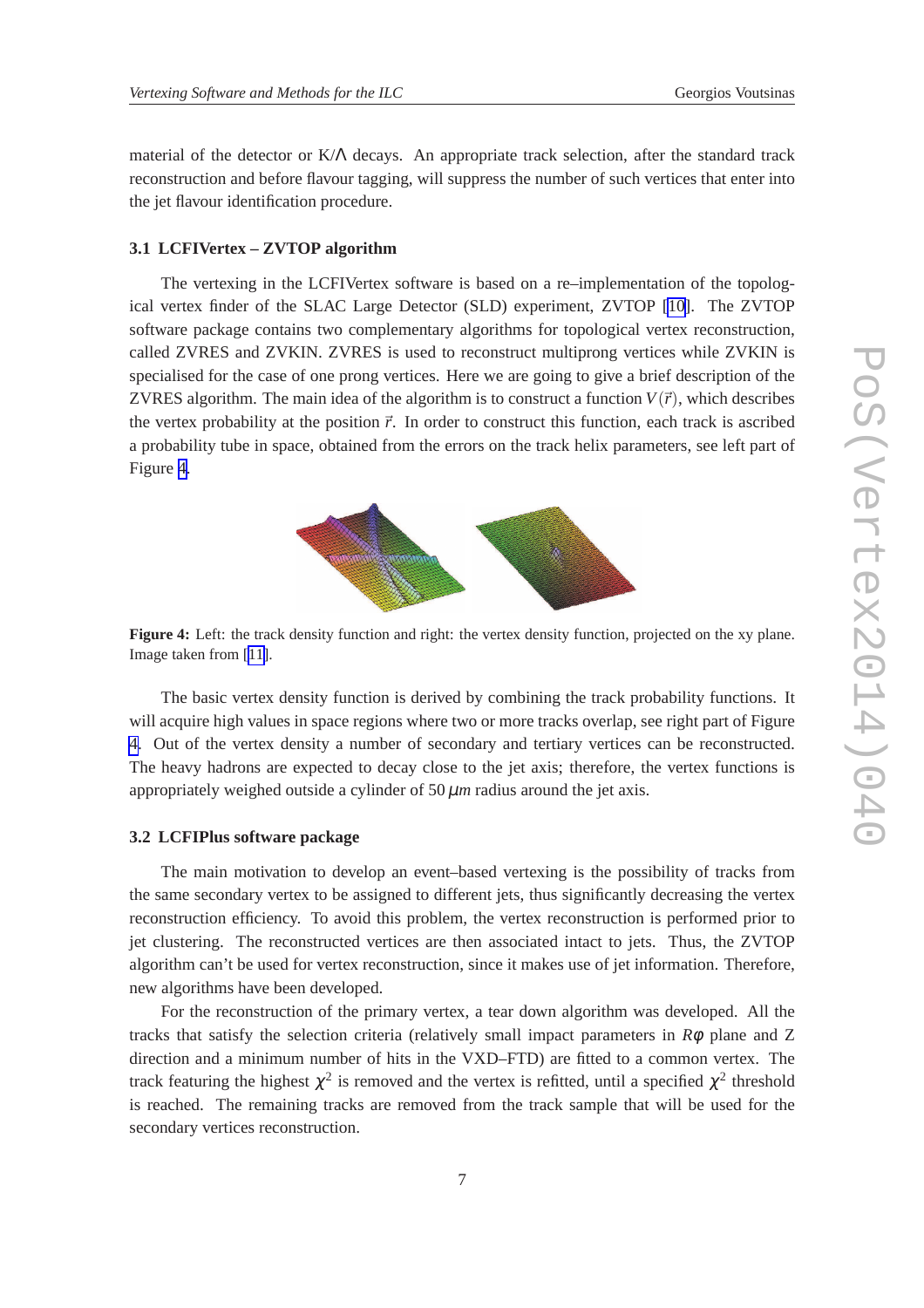material of the detector or K/Λ decays. An appropriate track selection, after the standard track reconstruction and before flavour tagging, will suppress the number of such vertices that enter into the jet flavour identification procedure.

### 3.1 LCFIVertex – ZVTOP algorithm

The vertexing in the LCFIVertex software is based on a re–implementation of the topological vertex finder of the SLAC Large Detector (SLD) experiment, ZVTOP [10]. The ZVTOP software package contains two complementary algorithms for topological vertex reconstruction, called ZVRES and ZVKIN. ZVRES is used to reconstruct multiprong vertices while ZVKIN is specialised for the case of one prong vertices. Here we are going to give a brief description of the ZVRES algorithm. The main idea of the algorithm is to construct a function $V(\vec{r})$, which describes the vertex probability at the position $\vec{r}$. In order to construct this function, each track is ascribed a probability tube in space, obtained from the errors on the track helix parameters, see left part of Figure 4.

**Figure 4:** Left: the track density function and right: the vertex density function, projected on the xy plane. Image taken from [11].

The basic vertex density function is derived by combining the track probability functions. It will acquire high values in space regions where two or more tracks overlap, see right part of Figure 4. Out of the vertex density a number of secondary and tertiary vertices can be reconstructed. The heavy hadrons are expected to decay close to the jet axis; therefore, the vertex functions is appropriately weighed outside a cylinder of 50 $\mu m$ radius around the jet axis.

### 3.2 LCFIPlus software package

The main motivation to develop an event–based vertexing is the possibility of tracks from the same secondary vertex to be assigned to different jets, thus significantly decreasing the vertex reconstruction efficiency. To avoid this problem, the vertex reconstruction is performed prior to jet clustering. The reconstructed vertices are then associated intact to jets. Thus, the ZVTOP algorithm can't be used for vertex reconstruction, since it makes use of jet information. Therefore, new algorithms have been developed.

For the reconstruction of the primary vertex, a tear down algorithm was developed. All the tracks that satisfy the selection criteria (relatively small impact parameters in $R\phi$ plane and Z direction and a minimum number of hits in the VXD–FTD) are fitted to a common vertex. The track featuring the highest $\chi^2$ is removed and the vertex is refitted, until a specified $\chi^2$ threshold is reached. The remaining tracks are removed from the track sample that will be used for the secondary vertices reconstruction.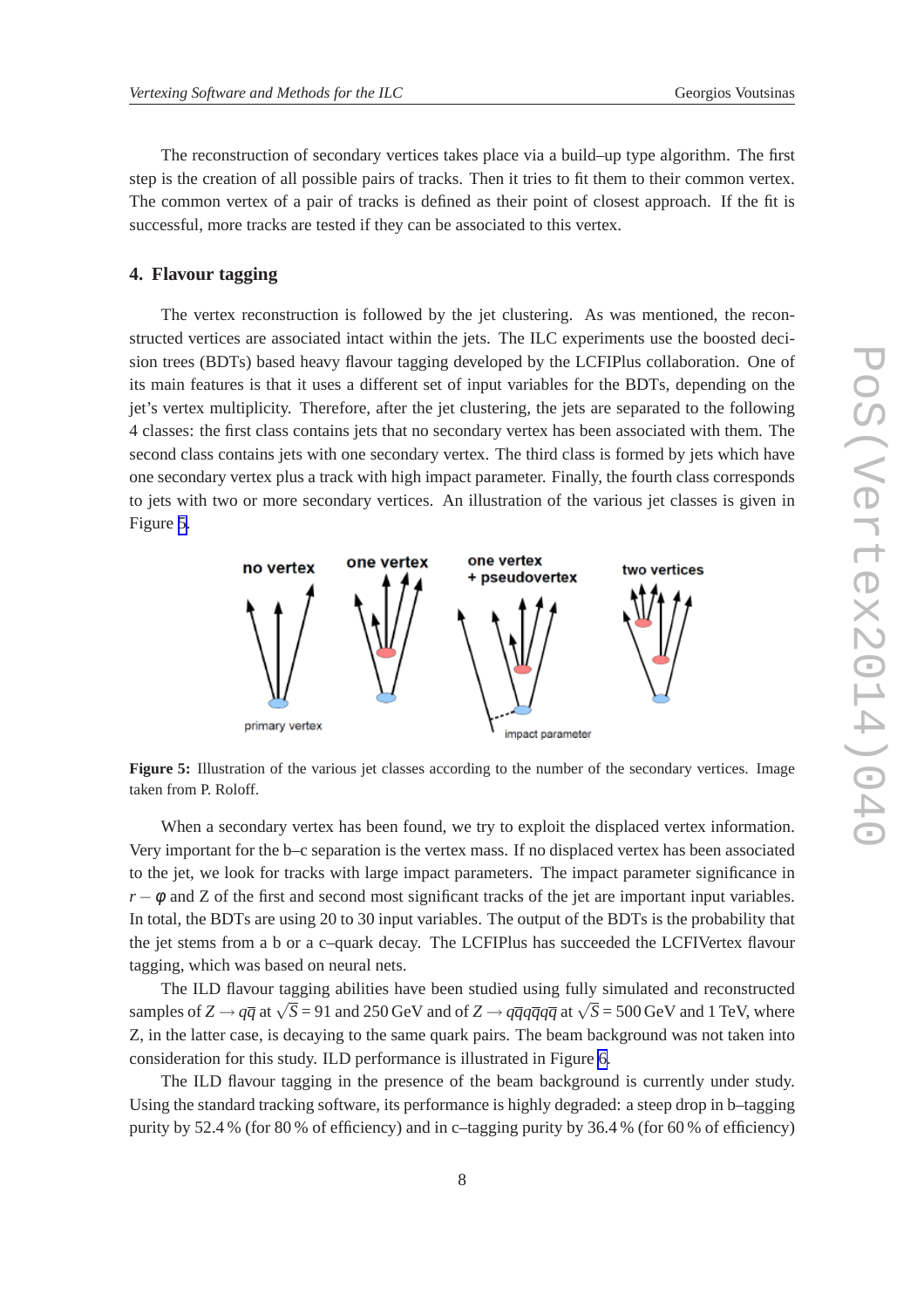The reconstruction of secondary vertices takes place via a build–up type algorithm. The first step is the creation of all possible pairs of tracks. Then it tries to fit them to their common vertex. The common vertex of a pair of tracks is defined as their point of closest approach. If the fit is successful, more tracks are tested if they can be associated to this vertex.

## 4. Flavour tagging

The vertex reconstruction is followed by the jet clustering. As was mentioned, the reconstructed vertices are associated intact within the jets. The ILC experiments use the boosted decision trees (BDTs) based heavy flavour tagging developed by the LCFIPlus collaboration. One of its main features is that it uses a different set of input variables for the BDTs, depending on the jet's vertex multiplicity. Therefore, after the jet clustering, the jets are separated to the following 4 classes: the first class contains jets that no secondary vertex has been associated with them. The second class contains jets with one secondary vertex. The third class is formed by jets which have one secondary vertex plus a track with high impact parameter. Finally, the fourth class corresponds to jets with two or more secondary vertices. An illustration of the various jet classes is given in Figure 5.

**Figure 5:** Illustration of the various jet classes according to the number of the secondary vertices. Image taken from P. Roloff.

When a secondary vertex has been found, we try to exploit the displaced vertex information. Very important for the b–c separation is the vertex mass. If no displaced vertex has been associated to the jet, we look for tracks with large impact parameters. The impact parameter significance in $r-\phi$ and Z of the first and second most significant tracks of the jet are important input variables. In total, the BDTs are using 20 to 30 input variables. The output of the BDTs is the probability that the jet stems from a b or a c–quark decay. The LCFIPlus has succeeded the LCFIVertex flavour tagging, which was based on neural nets.

The ILD flavour tagging abilities have been studied using fully simulated and reconstructed samples of $Z \rightarrow q\bar{q}$ at $\sqrt{S} = 91$ and 250 GeV and of $Z \rightarrow q\bar{q}q\bar{q}q\bar{q}$ at $\sqrt{S} = 500$ GeV and 1 TeV, where Z, in the latter case, is decaying to the same quark pairs. The beam background was not taken into consideration for this study. ILD performance is illustrated in Figure 6.

The ILD flavour tagging in the presence of the beam background is currently under study. Using the standard tracking software, its performance is highly degraded: a steep drop in b–tagging purity by 52.4 % (for 80 % of efficiency) and in c–tagging purity by 36.4 % (for 60 % of efficiency)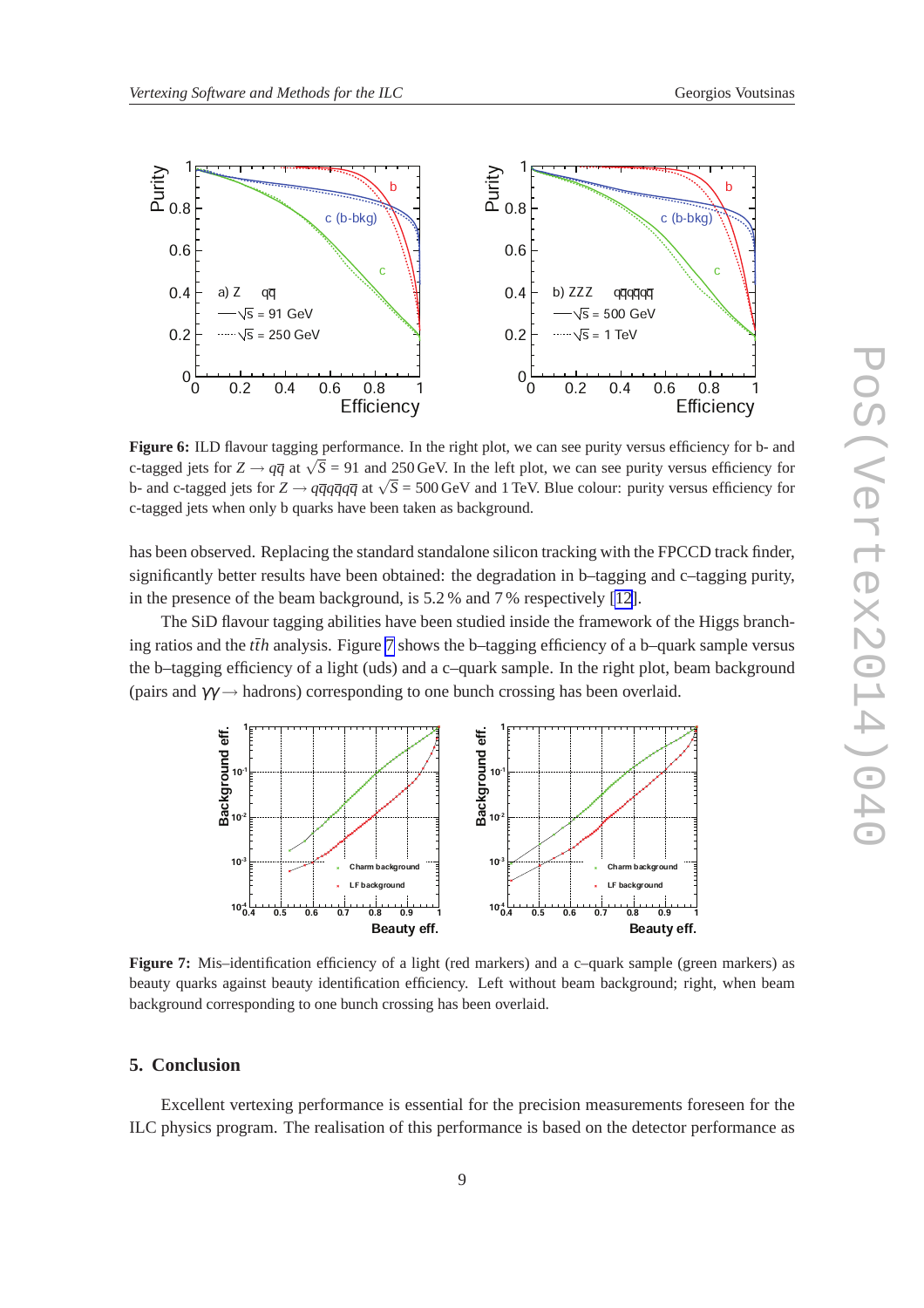**Figure 6:** ILD flavour tagging performance. In the right plot, we can see purity versus efficiency for b- and c-tagged jets for $Z \rightarrow q\bar{q}$ at $\sqrt{S} = 91$ and 250 GeV. In the left plot, we can see purity versus efficiency for b- and c-tagged jets for $Z \rightarrow q\bar{q}q\bar{q}q\bar{q}$ at $\sqrt{S} = 500$ GeV and 1 TeV. Blue colour: purity versus efficiency for c-tagged jets when only b quarks have been taken as background.

has been observed. Replacing the standard standalone silicon tracking with the FPCCD track finder, significantly better results have been obtained: the degradation in b–tagging and c–tagging purity, in the presence of the beam background, is 5.2 % and 7 % respectively [12].

The SiD flavour tagging abilities have been studied inside the framework of the Higgs branching ratios and the $t\bar{t}h$ analysis. Figure 7 shows the b–tagging efficiency of a b–quark sample versus the b–tagging efficiency of a light (uds) and a c–quark sample. In the right plot, beam background (pairs and $\gamma\gamma \rightarrow$ hadrons) corresponding to one bunch crossing has been overlaid.

**Figure 7:** Mis–identification efficiency of a light (red markers) and a c–quark sample (green markers) as beauty quarks against beauty identification efficiency. Left without beam background; right, when beam background corresponding to one bunch crossing has been overlaid.

## 5. Conclusion

Excellent vertexing performance is essential for the precision measurements foreseen for the ILC physics program. The realisation of this performance is based on the detector performance as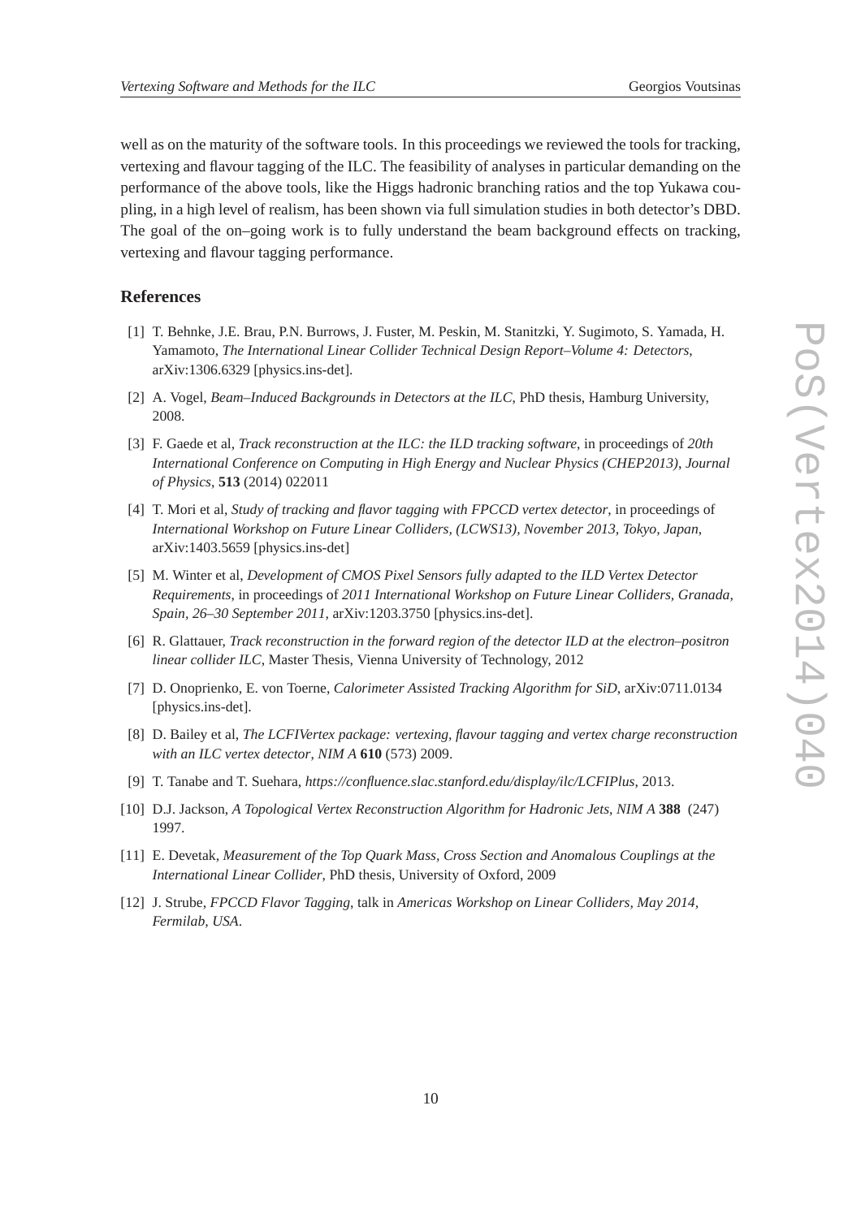well as on the maturity of the software tools. In this proceedings we reviewed the tools for tracking, vertexing and flavour tagging of the ILC. The feasibility of analyses in particular demanding on the performance of the above tools, like the Higgs hadronic branching ratios and the top Yukawa coupling, in a high level of realism, has been shown via full simulation studies in both detector's DBD. The goal of the on–going work is to fully understand the beam background effects on tracking, vertexing and flavour tagging performance.

## References

[1] T. Behnke, J.E. Brau, P.N. Burrows, J. Fuster, M. Peskin, M. Stanitzki, Y. Sugimoto, S. Yamada, H. Yamamoto, *The International Linear Collider Technical Design Report–Volume 4: Detectors*, arXiv:1306.6329 [physics.ins-det].

[2] A. Vogel, *Beam–Induced Backgrounds in Detectors at the ILC*, PhD thesis, Hamburg University, 2008.

[3] F. Gaede et al, *Track reconstruction at the ILC: the ILD tracking software*, in proceedings of *20th International Conference on Computing in High Energy and Nuclear Physics (CHEP2013)*, *Journal of Physics*, **513** (2014) 022011

[4] T. Mori et al, *Study of tracking and flavor tagging with FPCCD vertex detector*, in proceedings of *International Workshop on Future Linear Colliders, (LCWS13), November 2013, Tokyo, Japan*, arXiv:1403.5659 [physics.ins-det]

[5] M. Winter et al, *Development of CMOS Pixel Sensors fully adapted to the ILD Vertex Detector Requirements*, in proceedings of *2011 International Workshop on Future Linear Colliders, Granada, Spain, 26–30 September 2011*, arXiv:1203.3750 [physics.ins-det].

[6] R. Glattauer, *Track reconstruction in the forward region of the detector ILD at the electron–positron linear collider ILC*, Master Thesis, Vienna University of Technology, 2012

[7] D. Onoprienko, E. von Toerne, *Calorimeter Assisted Tracking Algorithm for SiD*, arXiv:0711.0134 [physics.ins-det].

[8] D. Bailey et al, *The LCFIVertex package: vertexing, flavour tagging and vertex charge reconstruction with an ILC vertex detector*, *NIM A* **610** (573) 2009.

[9] T. Tanabe and T. Suehara, *https://confluence.slac.stanford.edu/display/ilc/LCFIPlus*, 2013.

[10] D.J. Jackson, *A Topological Vertex Reconstruction Algorithm for Hadronic Jets*, *NIM A* **388** (247) 1997.

[11] E. Devetak, *Measurement of the Top Quark Mass, Cross Section and Anomalous Couplings at the International Linear Collider*, PhD thesis, University of Oxford, 2009

[12] J. Strube, *FPCCD Flavor Tagging*, talk in *Americas Workshop on Linear Colliders, May 2014, Fermilab, USA*.